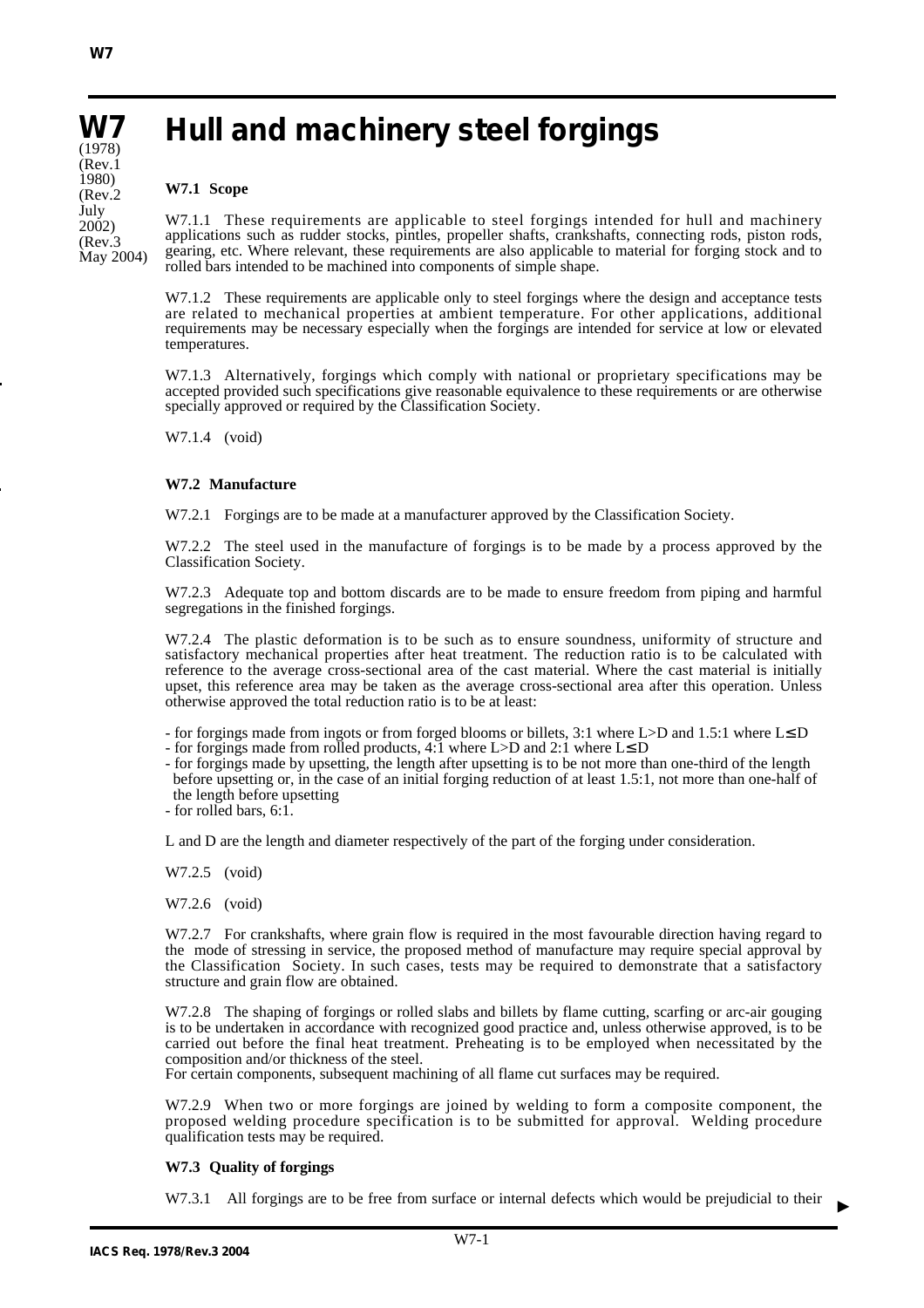# W7 Hull and machinery steel forgings

(1978)
(Rev.1 1980)
(Rev.2 July 2002)
(Rev.3 May 2004)

**W7.1 Scope**

W7.1.1 These requirements are applicable to steel forgings intended for hull and machinery applications such as rudder stocks, pintles, propeller shafts, crankshafts, connecting rods, piston rods, gearing, etc. Where relevant, these requirements are also applicable to material for forging stock and to rolled bars intended to be machined into components of simple shape.

W7.1.2 These requirements are applicable only to steel forgings where the design and acceptance tests are related to mechanical properties at ambient temperature. For other applications, additional requirements may be necessary especially when the forgings are intended for service at low or elevated temperatures.

W7.1.3 Alternatively, forgings which comply with national or proprietary specifications may be accepted provided such specifications give reasonable equivalence to these requirements or are otherwise specially approved or required by the Classification Society.

W7.1.4 (void)

**W7.2 Manufacture**

W7.2.1 Forgings are to be made at a manufacturer approved by the Classification Society.

W7.2.2 The steel used in the manufacture of forgings is to be made by a process approved by the Classification Society.

W7.2.3 Adequate top and bottom discards are to be made to ensure freedom from piping and harmful segregations in the finished forgings.

W7.2.4 The plastic deformation is to be such as to ensure soundness, uniformity of structure and satisfactory mechanical properties after heat treatment. The reduction ratio is to be calculated with reference to the average cross-sectional area of the cast material. Where the cast material is initially upset, this reference area may be taken as the average cross-sectional area after this operation. Unless otherwise approved the total reduction ratio is to be at least:

- for forgings made from ingots or from forged blooms or billets, 3:1 where $L>D$ and 1.5:1 where $L\leq D$
- for forgings made from rolled products, 4:1 where $L>D$ and 2:1 where $L\leq D$
- for forgings made by upsetting, the length after upsetting is to be not more than one-third of the length before upsetting or, in the case of an initial forging reduction of at least 1.5:1, not more than one-half of the length before upsetting
- for rolled bars, 6:1.

L and D are the length and diameter respectively of the part of the forging under consideration.

W7.2.5 (void)

W7.2.6 (void)

W7.2.7 For crankshafts, where grain flow is required in the most favourable direction having regard to the mode of stressing in service, the proposed method of manufacture may require special approval by the Classification Society. In such cases, tests may be required to demonstrate that a satisfactory structure and grain flow are obtained.

W7.2.8 The shaping of forgings or rolled slabs and billets by flame cutting, scarfing or arc-air gouging is to be undertaken in accordance with recognized good practice and, unless otherwise approved, is to be carried out before the final heat treatment. Preheating is to be employed when necessitated by the composition and/or thickness of the steel.
For certain components, subsequent machining of all flame cut surfaces may be required.

W7.2.9 When two or more forgings are joined by welding to form a composite component, the proposed welding procedure specification is to be submitted for approval. Welding procedure qualification tests may be required.

**W7.3 Quality of forgings**

W7.3.1 All forgings are to be free from surface or internal defects which would be prejudicial to their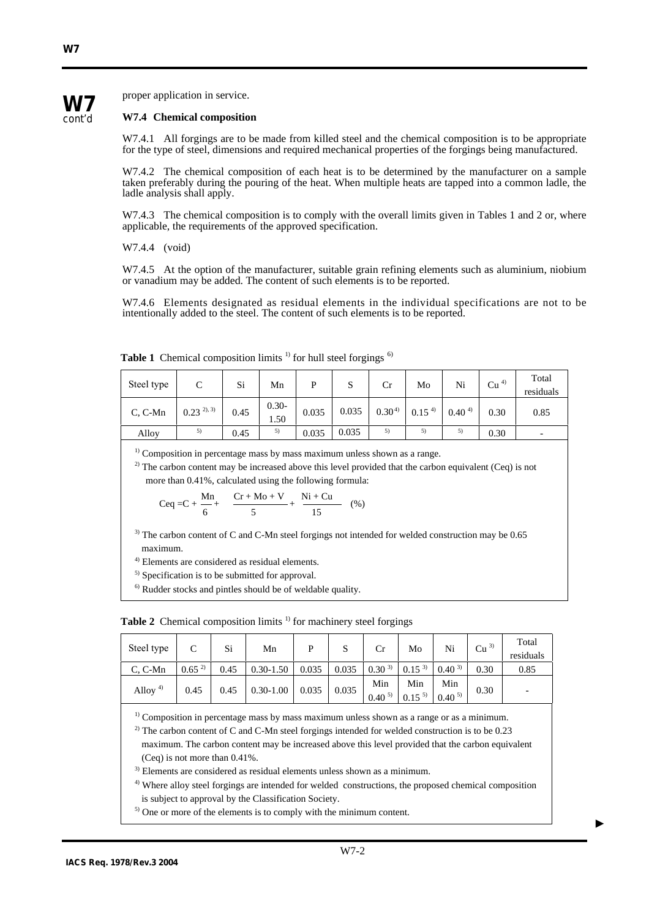proper application in service.

### W7.4 Chemical composition

W7.4.1 All forgings are to be made from killed steel and the chemical composition is to be appropriate for the type of steel, dimensions and required mechanical properties of the forgings being manufactured.

W7.4.2 The chemical composition of each heat is to be determined by the manufacturer on a sample taken preferably during the pouring of the heat. When multiple heats are tapped into a common ladle, the ladle analysis shall apply.

W7.4.3 The chemical composition is to comply with the overall limits given in Tables 1 and 2 or, where applicable, the requirements of the approved specification.

W7.4.4 (void)

W7.4.5 At the option of the manufacturer, suitable grain refining elements such as aluminium, niobium or vanadium may be added. The content of such elements is to be reported.

W7.4.6 Elements designated as residual elements in the individual specifications are not to be intentionally added to the steel. The content of such elements is to be reported.

**Table 1** Chemical composition limits [1] for hull steel forgings [6]

| Steel type | C | Si | Mn | P | S | Cr | Mo | Ni | Cu [4] | Total residuals |
|---|---|---|---|---|---|---|---|---|---|---|
| C, C-Mn | 0.23 [2), 3)] | 0.45 | 0.30-1.50 | 0.035 | 0.035 | 0.30 [4] | 0.15 [4] | 0.40 [4] | 0.30 | 0.85 |
| Alloy | [5] | 0.45 | [5] | 0.035 | 0.035 | [5] | [5] | [5] | 0.30 | - |

[1] Composition in percentage mass by mass maximum unless shown as a range.

[2] The carbon content may be increased above this level provided that the carbon equivalent (Ceq) is not more than 0.41%, calculated using the following formula:

$$Ceq = C + \frac{Mn}{6} + \frac{Cr + Mo + V}{5} + \frac{Ni + Cu}{15} \quad (\%)$$

[3] The carbon content of C and C-Mn steel forgings not intended for welded construction may be 0.65 maximum.

[4] Elements are considered as residual elements.

[5] Specification is to be submitted for approval.

[6] Rudder stocks and pintles should be of weldable quality.

**Table 2** Chemical composition limits [1] for machinery steel forgings

| Steel type | C | Si | Mn | P | S | Cr | Mo | Ni | Cu [3] | Total residuals |
|---|---|---|---|---|---|---|---|---|---|---|
| C, C-Mn | 0.65 [2] | 0.45 | 0.30-1.50 | 0.035 | 0.035 | 0.30 [3] | 0.15 [3] | 0.40 [3] | 0.30 | 0.85 |
| Alloy [4] | 0.45 | 0.45 | 0.30-1.00 | 0.035 | 0.035 | Min 0.40 [5] | Min 0.15 [5] | Min 0.40 [5] | 0.30 | - |

[1] Composition in percentage mass by mass maximum unless shown as a range or as a minimum.

[2] The carbon content of C and C-Mn steel forgings intended for welded construction is to be 0.23 maximum. The carbon content may be increased above this level provided that the carbon equivalent (Ceq) is not more than 0.41%.

[3] Elements are considered as residual elements unless shown as a minimum.

[4] Where alloy steel forgings are intended for welded constructions, the proposed chemical composition is subject to approval by the Classification Society.

[5] One or more of the elements is to comply with the minimum content.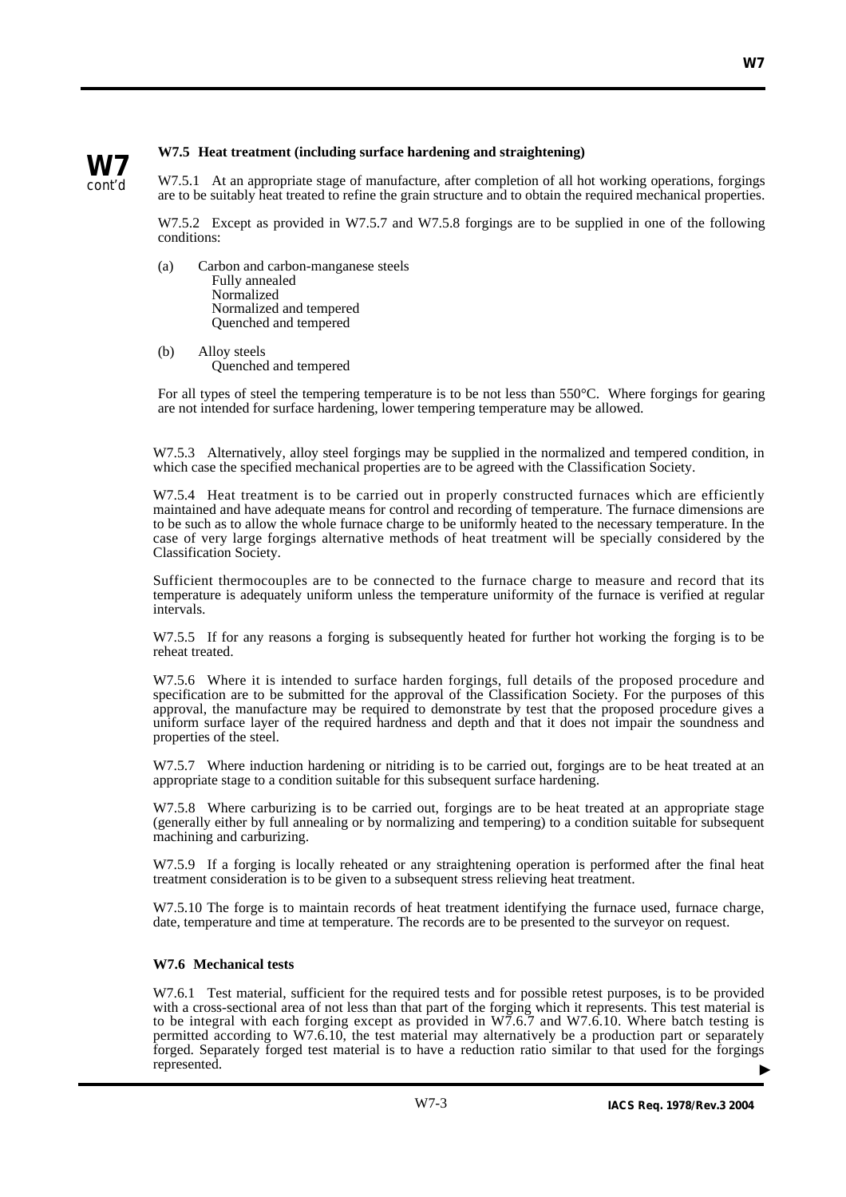### W7.5 Heat treatment (including surface hardening and straightening)

W7.5.1 At an appropriate stage of manufacture, after completion of all hot working operations, forgings are to be suitably heat treated to refine the grain structure and to obtain the required mechanical properties.

W7.5.2 Except as provided in W7.5.7 and W7.5.8 forgings are to be supplied in one of the following conditions:

(a) Carbon and carbon-manganese steels
   - Fully annealed
   - Normalized
   - Normalized and tempered
   - Quenched and tempered

(b) Alloy steels
   - Quenched and tempered

For all types of steel the tempering temperature is to be not less than 550°C. Where forgings for gearing are not intended for surface hardening, lower tempering temperature may be allowed.

W7.5.3 Alternatively, alloy steel forgings may be supplied in the normalized and tempered condition, in which case the specified mechanical properties are to be agreed with the Classification Society.

W7.5.4 Heat treatment is to be carried out in properly constructed furnaces which are efficiently maintained and have adequate means for control and recording of temperature. The furnace dimensions are to be such as to allow the whole furnace charge to be uniformly heated to the necessary temperature. In the case of very large forgings alternative methods of heat treatment will be specially considered by the Classification Society.

Sufficient thermocouples are to be connected to the furnace charge to measure and record that its temperature is adequately uniform unless the temperature uniformity of the furnace is verified at regular intervals.

W7.5.5 If for any reasons a forging is subsequently heated for further hot working the forging is to be reheat treated.

W7.5.6 Where it is intended to surface harden forgings, full details of the proposed procedure and specification are to be submitted for the approval of the Classification Society. For the purposes of this approval, the manufacture may be required to demonstrate by test that the proposed procedure gives a uniform surface layer of the required hardness and depth and that it does not impair the soundness and properties of the steel.

W7.5.7 Where induction hardening or nitriding is to be carried out, forgings are to be heat treated at an appropriate stage to a condition suitable for this subsequent surface hardening.

W7.5.8 Where carburizing is to be carried out, forgings are to be heat treated at an appropriate stage (generally either by full annealing or by normalizing and tempering) to a condition suitable for subsequent machining and carburizing.

W7.5.9 If a forging is locally reheated or any straightening operation is performed after the final heat treatment consideration is to be given to a subsequent stress relieving heat treatment.

W7.5.10 The forge is to maintain records of heat treatment identifying the furnace used, furnace charge, date, temperature and time at temperature. The records are to be presented to the surveyor on request.

### W7.6 Mechanical tests

W7.6.1 Test material, sufficient for the required tests and for possible retest purposes, is to be provided with a cross-sectional area of not less than that part of the forging which it represents. This test material is to be integral with each forging except as provided in W7.6.7 and W7.6.10. Where batch testing is permitted according to W7.6.10, the test material may alternatively be a production part or separately forged. Separately forged test material is to have a reduction ratio similar to that used for the forgings represented.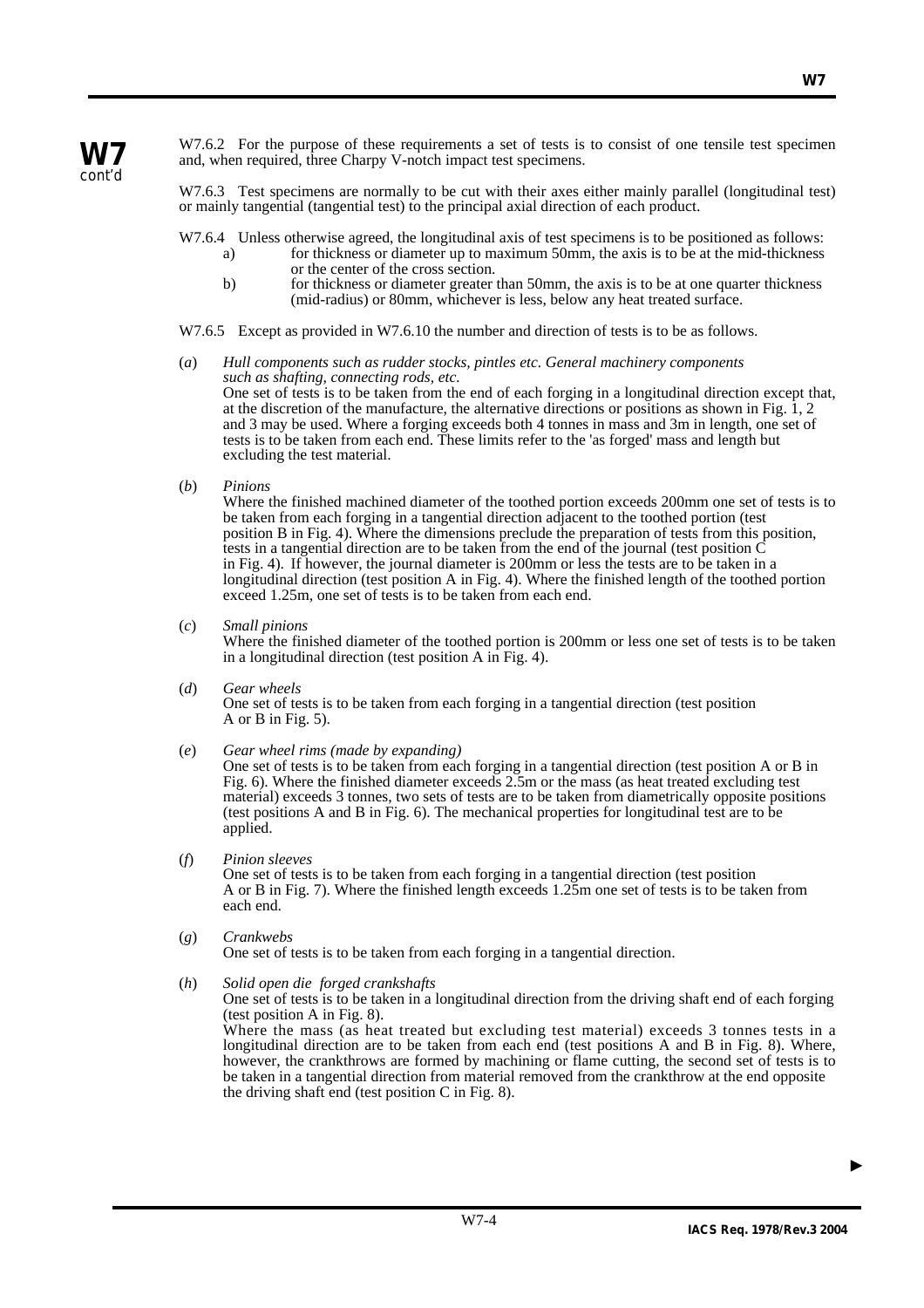W7.6.2 For the purpose of these requirements a set of tests is to consist of one tensile test specimen and, when required, three Charpy V-notch impact test specimens.

W7.6.3 Test specimens are normally to be cut with their axes either mainly parallel (longitudinal test) or mainly tangential (tangential test) to the principal axial direction of each product.

W7.6.4 Unless otherwise agreed, the longitudinal axis of test specimens is to be positioned as follows:

a) for thickness or diameter up to maximum 50mm, the axis is to be at the mid-thickness or the center of the cross section.

b) for thickness or diameter greater than 50mm, the axis is to be at one quarter thickness (mid-radius) or 80mm, whichever is less, below any heat treated surface.

W7.6.5 Except as provided in W7.6.10 the number and direction of tests is to be as follows.

(*a*) *Hull components such as rudder stocks, pintles etc. General machinery components such as shafting, connecting rods, etc.*
One set of tests is to be taken from the end of each forging in a longitudinal direction except that, at the discretion of the manufacture, the alternative directions or positions as shown in Fig. 1, 2 and 3 may be used. Where a forging exceeds both 4 tonnes in mass and 3m in length, one set of tests is to be taken from each end. These limits refer to the 'as forged' mass and length but excluding the test material.

(*b*) *Pinions*
Where the finished machined diameter of the toothed portion exceeds 200mm one set of tests is to be taken from each forging in a tangential direction adjacent to the toothed portion (test position B in Fig. 4). Where the dimensions preclude the preparation of tests from this position, tests in a tangential direction are to be taken from the end of the journal (test position C in Fig. 4). If however, the journal diameter is 200mm or less the tests are to be taken in a longitudinal direction (test position A in Fig. 4). Where the finished length of the toothed portion exceed 1.25m, one set of tests is to be taken from each end.

(*c*) *Small pinions*
Where the finished diameter of the toothed portion is 200mm or less one set of tests is to be taken in a longitudinal direction (test position A in Fig. 4).

(*d*) *Gear wheels*
One set of tests is to be taken from each forging in a tangential direction (test position A or B in Fig. 5).

(*e*) *Gear wheel rims (made by expanding)*
One set of tests is to be taken from each forging in a tangential direction (test position A or B in Fig. 6). Where the finished diameter exceeds 2.5m or the mass (as heat treated excluding test material) exceeds 3 tonnes, two sets of tests are to be taken from diametrically opposite positions (test positions A and B in Fig. 6). The mechanical properties for longitudinal test are to be applied.

(*f*) *Pinion sleeves*
One set of tests is to be taken from each forging in a tangential direction (test position A or B in Fig. 7). Where the finished length exceeds 1.25m one set of tests is to be taken from each end.

(*g*) *Crankwebs*
One set of tests is to be taken from each forging in a tangential direction.

(*h*) *Solid open die forged crankshafts*
One set of tests is to be taken in a longitudinal direction from the driving shaft end of each forging (test position A in Fig. 8).
Where the mass (as heat treated but excluding test material) exceeds 3 tonnes tests in a longitudinal direction are to be taken from each end (test positions A and B in Fig. 8). Where, however, the crankthrows are formed by machining or flame cutting, the second set of tests is to be taken in a tangential direction from material removed from the crankthrow at the end opposite the driving shaft end (test position C in Fig. 8).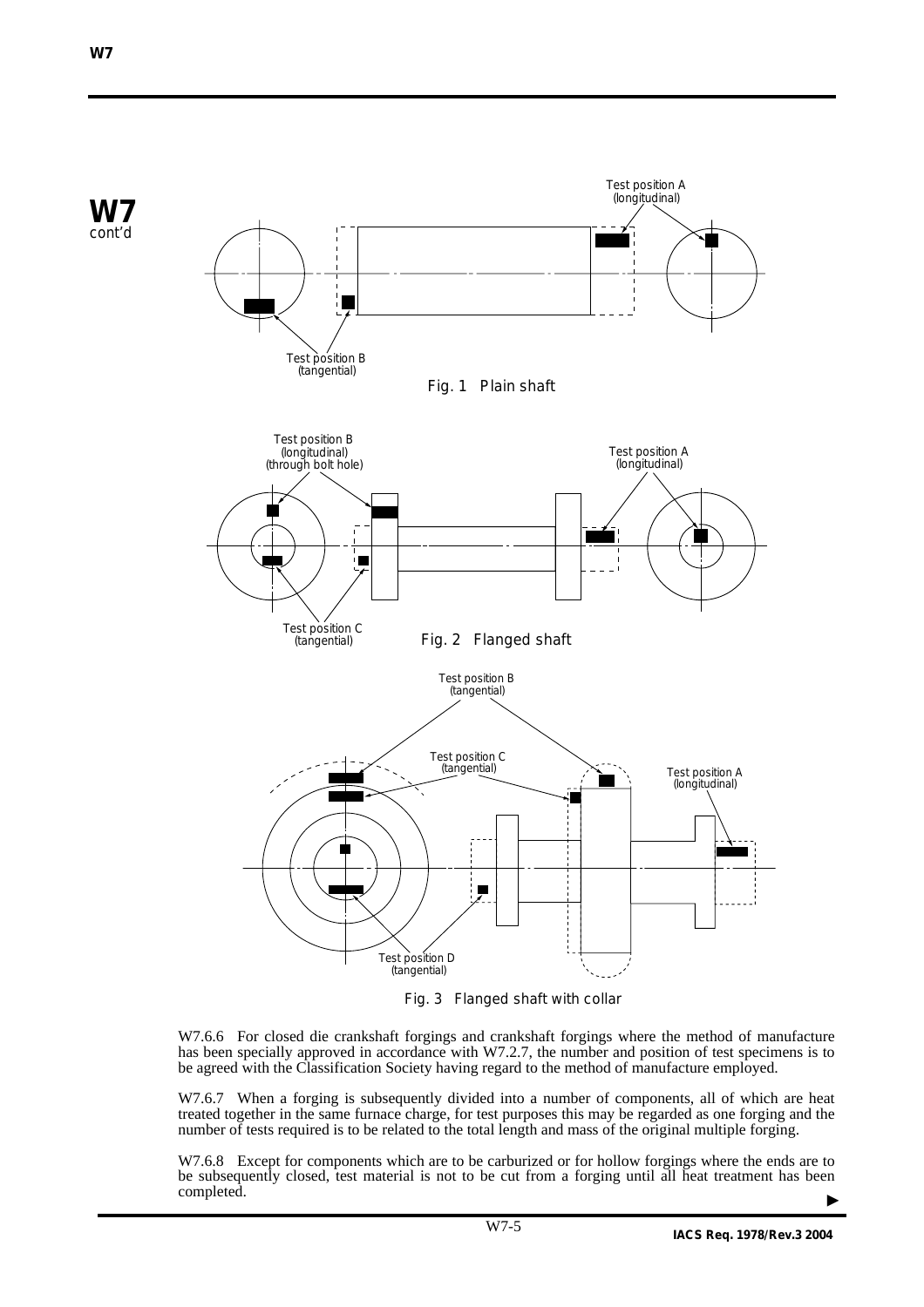Test position A (longitudinal)

Test position B (tangential)

Fig. 1 Plain shaft

Test position B (longitudinal) (through bolt hole)

Test position A (longitudinal)

Test position C (tangential)

Fig. 2 Flanged shaft

Test position B (tangential)

Test position C (tangential)

Test position A (longitudinal)

Test position D (tangential)

Fig. 3 Flanged shaft with collar

W7.6.6 For closed die crankshaft forgings and crankshaft forgings where the method of manufacture has been specially approved in accordance with W7.2.7, the number and position of test specimens is to be agreed with the Classification Society having regard to the method of manufacture employed.

W7.6.7 When a forging is subsequently divided into a number of components, all of which are heat treated together in the same furnace charge, for test purposes this may be regarded as one forging and the number of tests required is to be related to the total length and mass of the original multiple forging.

W7.6.8 Except for components which are to be carburized or for hollow forgings where the ends are to be subsequently closed, test material is not to be cut from a forging until all heat treatment has been completed.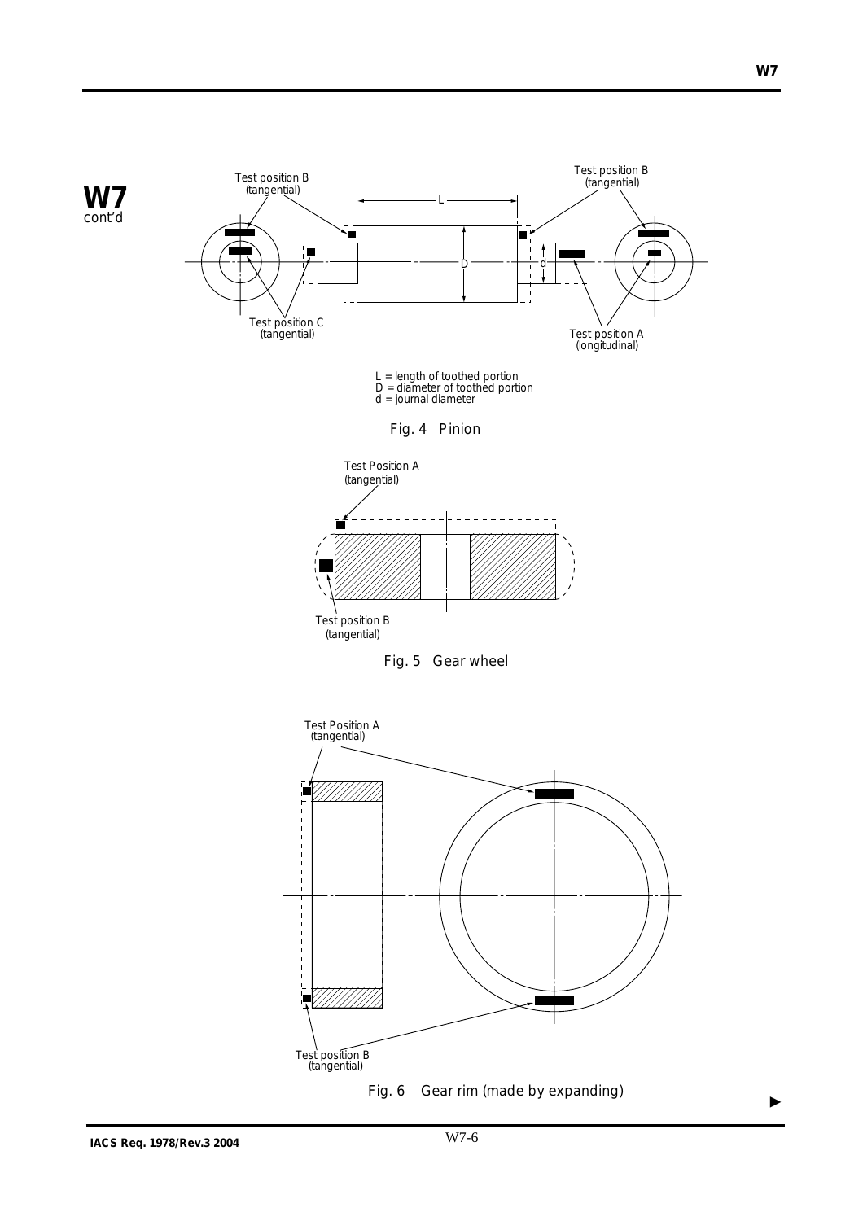**W7**
cont'd

Test position B (tangential)

Test position B (tangential)

L

D

d

Test position C (tangential)

Test position A (longitudinal)

L = length of toothed portion
D = diameter of toothed portion
d = journal diameter

Fig. 4 Pinion

Test Position A (tangential)

Test position B (tangential)

Fig. 5 Gear wheel

Test Position A (tangential)

Test position B (tangential)

Fig. 6 Gear rim (made by expanding)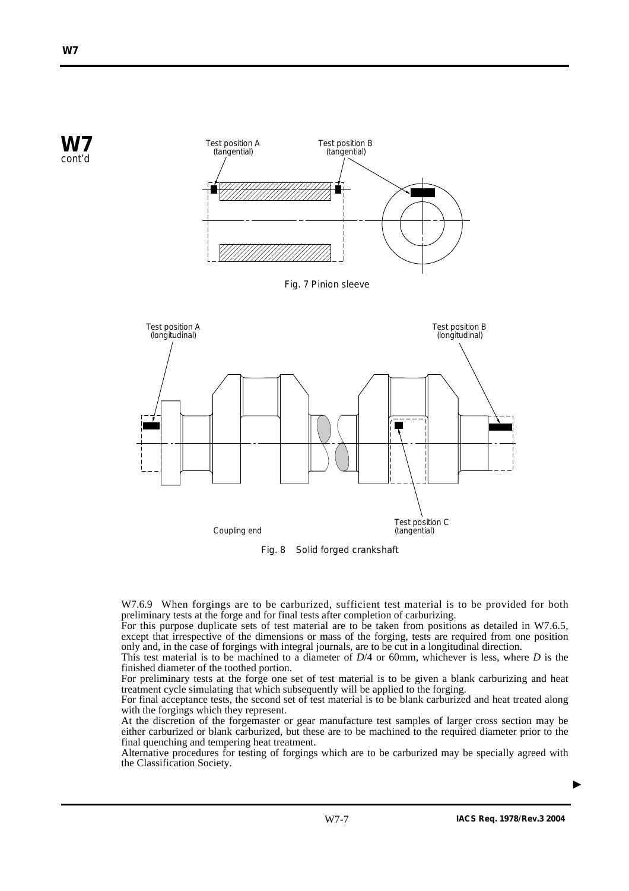Fig. 7 Pinion sleeve

Fig. 8 Solid forged crankshaft

W7.6.9 When forgings are to be carburized, sufficient test material is to be provided for both preliminary tests at the forge and for final tests after completion of carburizing.

For this purpose duplicate sets of test material are to be taken from positions as detailed in W7.6.5, except that irrespective of the dimensions or mass of the forging, tests are required from one position only and, in the case of forgings with integral journals, are to be cut in a longitudinal direction.

This test material is to be machined to a diameter of $D/4$ or 60mm, whichever is less, where $D$ is the finished diameter of the toothed portion.

For preliminary tests at the forge one set of test material is to be given a blank carburizing and heat treatment cycle simulating that which subsequently will be applied to the forging.

For final acceptance tests, the second set of test material is to be blank carburized and heat treated along with the forgings which they represent.

At the discretion of the forgemaster or gear manufacture test samples of larger cross section may be either carburized or blank carburized, but these are to be machined to the required diameter prior to the final quenching and tempering heat treatment.

Alternative procedures for testing of forgings which are to be carburized may be specially agreed with the Classification Society.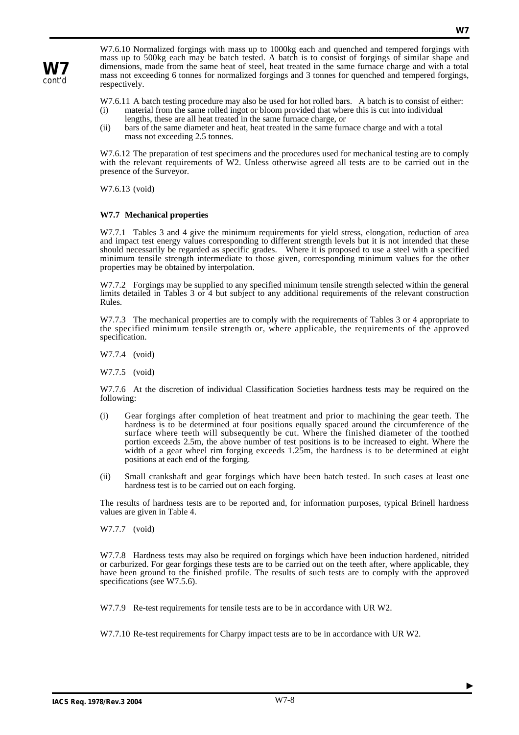W7.6.10 Normalized forgings with mass up to 1000kg each and quenched and tempered forgings with mass up to 500kg each may be batch tested. A batch is to consist of forgings of similar shape and dimensions, made from the same heat of steel, heat treated in the same furnace charge and with a total mass not exceeding 6 tonnes for normalized forgings and 3 tonnes for quenched and tempered forgings, respectively.

W7.6.11 A batch testing procedure may also be used for hot rolled bars. A batch is to consist of either:

(i) material from the same rolled ingot or bloom provided that where this is cut into individual lengths, these are all heat treated in the same furnace charge, or

(ii) bars of the same diameter and heat, heat treated in the same furnace charge and with a total mass not exceeding 2.5 tonnes.

W7.6.12 The preparation of test specimens and the procedures used for mechanical testing are to comply with the relevant requirements of W2. Unless otherwise agreed all tests are to be carried out in the presence of the Surveyor.

W7.6.13 (void)

**W7.7 Mechanical properties**

W7.7.1 Tables 3 and 4 give the minimum requirements for yield stress, elongation, reduction of area and impact test energy values corresponding to different strength levels but it is not intended that these should necessarily be regarded as specific grades. Where it is proposed to use a steel with a specified minimum tensile strength intermediate to those given, corresponding minimum values for the other properties may be obtained by interpolation.

W7.7.2 Forgings may be supplied to any specified minimum tensile strength selected within the general limits detailed in Tables 3 or 4 but subject to any additional requirements of the relevant construction Rules.

W7.7.3 The mechanical properties are to comply with the requirements of Tables 3 or 4 appropriate to the specified minimum tensile strength or, where applicable, the requirements of the approved specification.

W7.7.4 (void)

W7.7.5 (void)

W7.7.6 At the discretion of individual Classification Societies hardness tests may be required on the following:

(i) Gear forgings after completion of heat treatment and prior to machining the gear teeth. The hardness is to be determined at four positions equally spaced around the circumference of the surface where teeth will subsequently be cut. Where the finished diameter of the toothed portion exceeds 2.5m, the above number of test positions is to be increased to eight. Where the width of a gear wheel rim forging exceeds 1.25m, the hardness is to be determined at eight positions at each end of the forging.

(ii) Small crankshaft and gear forgings which have been batch tested. In such cases at least one hardness test is to be carried out on each forging.

The results of hardness tests are to be reported and, for information purposes, typical Brinell hardness values are given in Table 4.

W7.7.7 (void)

W7.7.8 Hardness tests may also be required on forgings which have been induction hardened, nitrided or carburized. For gear forgings these tests are to be carried out on the teeth after, where applicable, they have been ground to the finished profile. The results of such tests are to comply with the approved specifications (see W7.5.6).

W7.7.9 Re-test requirements for tensile tests are to be in accordance with UR W2.

W7.7.10 Re-test requirements for Charpy impact tests are to be in accordance with UR W2.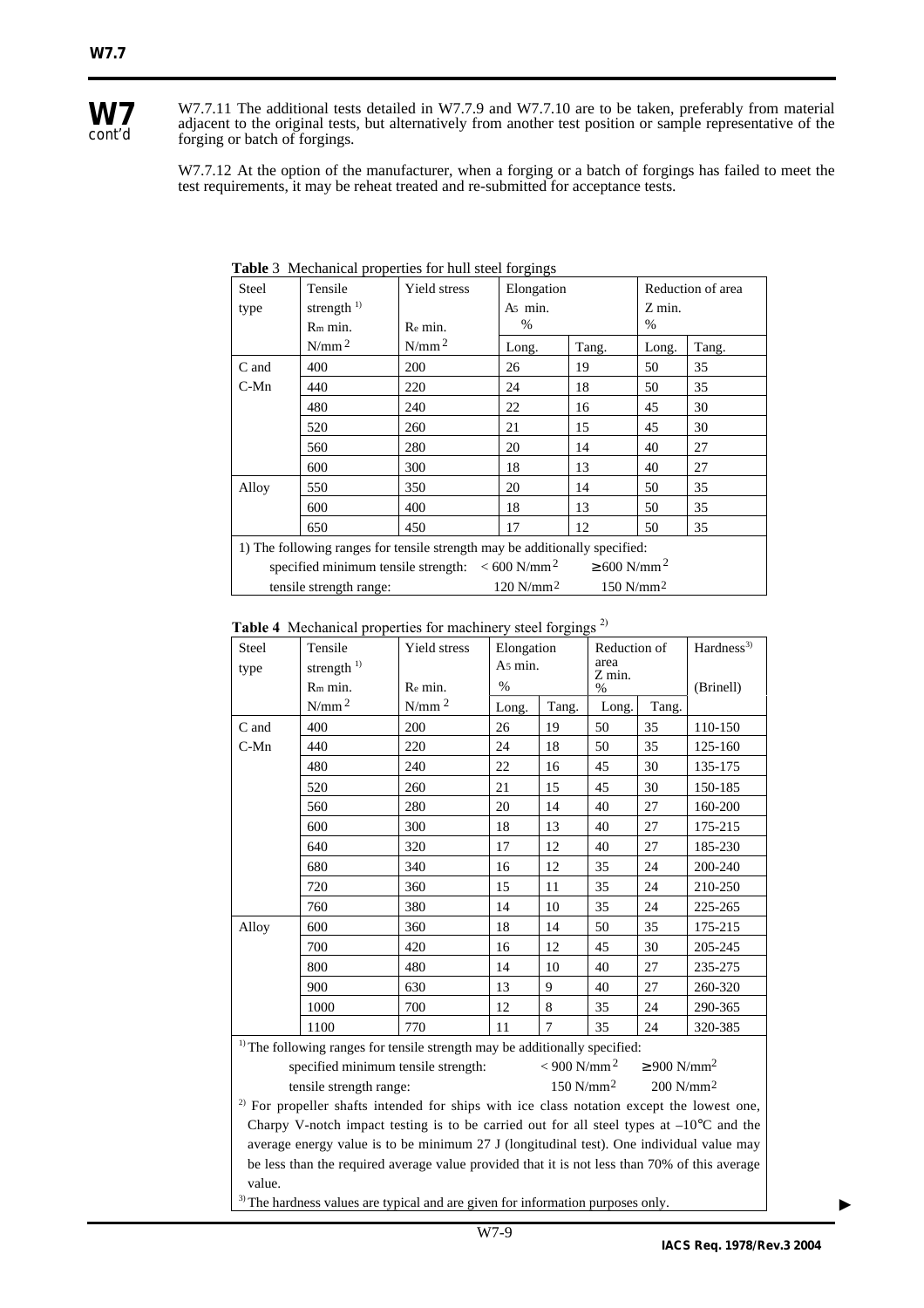W7.7.11 The additional tests detailed in W7.7.9 and W7.7.10 are to be taken, preferably from material adjacent to the original tests, but alternatively from another test position or sample representative of the forging or batch of forgings.

W7.7.12 At the option of the manufacturer, when a forging or a batch of forgings has failed to meet the test requirements, it may be reheat treated and re-submitted for acceptance tests.

**Table** 3 Mechanical properties for hull steel forgings

| Steel type | Tensile strength [1) ] $R_m$ min. $N/mm^2$ | Yield stress $R_e$ min. $N/mm^2$ | Elongation $A_5$ min. % | | Reduction of area Z min. % | |
|---|---|---|---|---|---|---|
| | | | Long. | Tang. | Long. | Tang. |
| C and C-Mn | 400 | 200 | 26 | 19 | 50 | 35 |
| | 440 | 220 | 24 | 18 | 50 | 35 |
| | 480 | 240 | 22 | 16 | 45 | 30 |
| | 520 | 260 | 21 | 15 | 45 | 30 |
| | 560 | 280 | 20 | 14 | 40 | 27 |
| | 600 | 300 | 18 | 13 | 40 | 27 |
| Alloy | 550 | 350 | 20 | 14 | 50 | 35 |
| | 600 | 400 | 18 | 13 | 50 | 35 |
| | 650 | 450 | 17 | 12 | 50 | 35 |

1) The following ranges for tensile strength may be additionally specified:

| | | |
|---|---|---|
| specified minimum tensile strength: | < 600 $N/mm^2$ | ≥ 600 $N/mm^2$ |
| tensile strength range: | 120 $N/mm^2$ | 150 $N/mm^2$ |

**Table 4** Mechanical properties for machinery steel forgings [2)]

| Steel type | Tensile strength [1) ] $R_m$ min. $N/mm^2$ | Yield stress $R_e$ min. $N/mm^2$ | Elongation $A_5$ min. % | | Reduction of area Z min. % | | Hardness[3)] (Brinell) |
|---|---|---|---|---|---|---|---|
| | | | Long. | Tang. | Long. | Tang. | |
| C and C-Mn | 400 | 200 | 26 | 19 | 50 | 35 | 110-150 |
| | 440 | 220 | 24 | 18 | 50 | 35 | 125-160 |
| | 480 | 240 | 22 | 16 | 45 | 30 | 135-175 |
| | 520 | 260 | 21 | 15 | 45 | 30 | 150-185 |
| | 560 | 280 | 20 | 14 | 40 | 27 | 160-200 |
| | 600 | 300 | 18 | 13 | 40 | 27 | 175-215 |
| | 640 | 320 | 17 | 12 | 40 | 27 | 185-230 |
| | 680 | 340 | 16 | 12 | 35 | 24 | 200-240 |
| | 720 | 360 | 15 | 11 | 35 | 24 | 210-250 |
| | 760 | 380 | 14 | 10 | 35 | 24 | 225-265 |
| Alloy | 600 | 360 | 18 | 14 | 50 | 35 | 175-215 |
| | 700 | 420 | 16 | 12 | 45 | 30 | 205-245 |
| | 800 | 480 | 14 | 10 | 40 | 27 | 235-275 |
| | 900 | 630 | 13 | 9 | 40 | 27 | 260-320 |
| | 1000 | 700 | 12 | 8 | 35 | 24 | 290-365 |
| | 1100 | 770 | 11 | 7 | 35 | 24 | 320-385 |

[1)] The following ranges for tensile strength may be additionally specified:

| | | |
|---|---|---|
| specified minimum tensile strength: | < 900 $N/mm^2$ | ≥ 900 $N/mm^2$ |
| tensile strength range: | 150 $N/mm^2$ | 200 $N/mm^2$ |

[2)] For propeller shafts intended for ships with ice class notation except the lowest one, Charpy V-notch impact testing is to be carried out for all steel types at –10°C and the average energy value is to be minimum 27 J (longitudinal test). One individual value may be less than the required average value provided that it is not less than 70% of this average value.

[3)] The hardness values are typical and are given for information purposes only.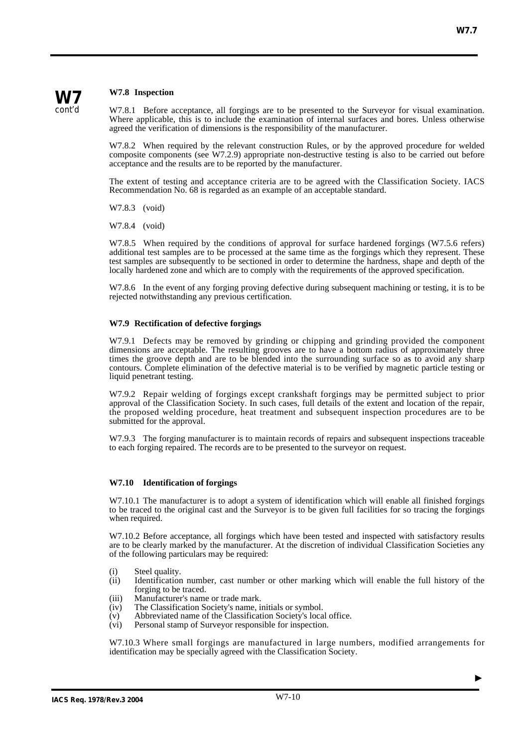### W7.8 Inspection

W7.8.1 Before acceptance, all forgings are to be presented to the Surveyor for visual examination. Where applicable, this is to include the examination of internal surfaces and bores. Unless otherwise agreed the verification of dimensions is the responsibility of the manufacturer.

W7.8.2 When required by the relevant construction Rules, or by the approved procedure for welded composite components (see W7.2.9) appropriate non-destructive testing is also to be carried out before acceptance and the results are to be reported by the manufacturer.

The extent of testing and acceptance criteria are to be agreed with the Classification Society. IACS Recommendation No. 68 is regarded as an example of an acceptable standard.

W7.8.3 (void)

W7.8.4 (void)

W7.8.5 When required by the conditions of approval for surface hardened forgings (W7.5.6 refers) additional test samples are to be processed at the same time as the forgings which they represent. These test samples are subsequently to be sectioned in order to determine the hardness, shape and depth of the locally hardened zone and which are to comply with the requirements of the approved specification.

W7.8.6 In the event of any forging proving defective during subsequent machining or testing, it is to be rejected notwithstanding any previous certification.

### W7.9 Rectification of defective forgings

W7.9.1 Defects may be removed by grinding or chipping and grinding provided the component dimensions are acceptable. The resulting grooves are to have a bottom radius of approximately three times the groove depth and are to be blended into the surrounding surface so as to avoid any sharp contours. Complete elimination of the defective material is to be verified by magnetic particle testing or liquid penetrant testing.

W7.9.2 Repair welding of forgings except crankshaft forgings may be permitted subject to prior approval of the Classification Society. In such cases, full details of the extent and location of the repair, the proposed welding procedure, heat treatment and subsequent inspection procedures are to be submitted for the approval.

W7.9.3 The forging manufacturer is to maintain records of repairs and subsequent inspections traceable to each forging repaired. The records are to be presented to the surveyor on request.

### W7.10 Identification of forgings

W7.10.1 The manufacturer is to adopt a system of identification which will enable all finished forgings to be traced to the original cast and the Surveyor is to be given full facilities for so tracing the forgings when required.

W7.10.2 Before acceptance, all forgings which have been tested and inspected with satisfactory results are to be clearly marked by the manufacturer. At the discretion of individual Classification Societies any of the following particulars may be required:

- (i) Steel quality.
- (ii) Identification number, cast number or other marking which will enable the full history of the forging to be traced.
- (iii) Manufacturer's name or trade mark.
- (iv) The Classification Society's name, initials or symbol.
- (v) Abbreviated name of the Classification Society's local office.
- (vi) Personal stamp of Surveyor responsible for inspection.

W7.10.3 Where small forgings are manufactured in large numbers, modified arrangements for identification may be specially agreed with the Classification Society.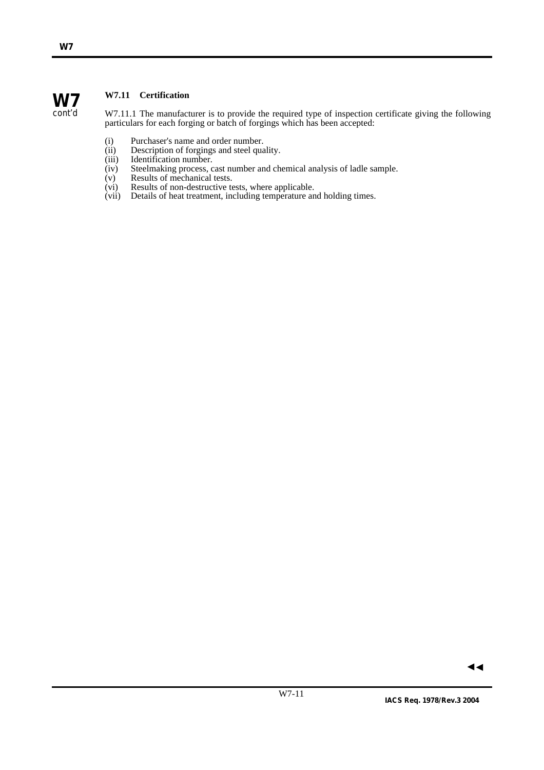### W7.11 Certification

W7.11.1 The manufacturer is to provide the required type of inspection certificate giving the following particulars for each forging or batch of forgings which has been accepted:

(i) Purchaser's name and order number.
(ii) Description of forgings and steel quality.
(iii) Identification number.
(iv) Steelmaking process, cast number and chemical analysis of ladle sample.
(v) Results of mechanical tests.
(vi) Results of non-destructive tests, where applicable.
(vii) Details of heat treatment, including temperature and holding times.